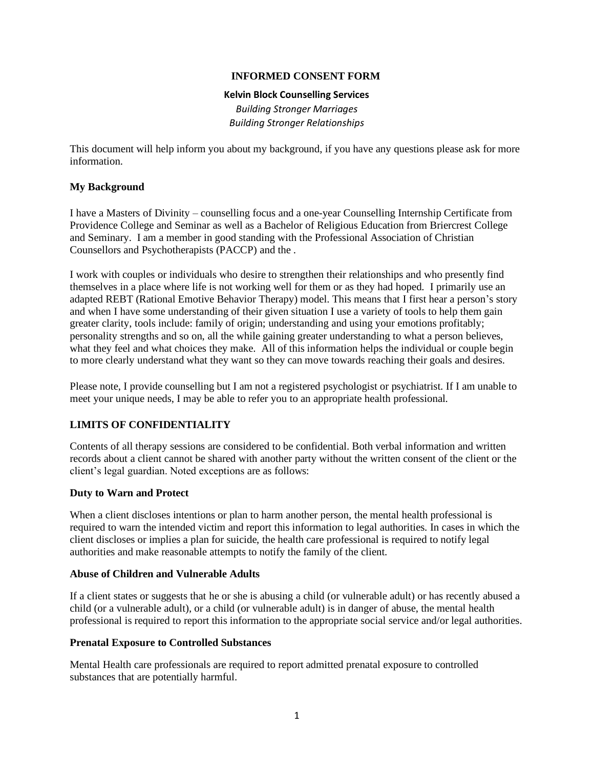# INFORMED CONSENT FORM

**Kelvin Block Counselling Services**

*Building Stronger Marriages*
*Building Stronger Relationships*

This document will help inform you about my background, if you have any questions please ask for more information.

**My Background**

I have a Masters of Divinity – counselling focus and a one-year Counselling Internship Certificate from Providence College and Seminar as well as a Bachelor of Religious Education from Briercrest College and Seminary. I am a member in good standing with the Professional Association of Christian Counsellors and Psychotherapists (PACCP) and the .

I work with couples or individuals who desire to strengthen their relationships and who presently find themselves in a place where life is not working well for them or as they had hoped. I primarily use an adapted REBT (Rational Emotive Behavior Therapy) model. This means that I first hear a person's story and when I have some understanding of their given situation I use a variety of tools to help them gain greater clarity, tools include: family of origin; understanding and using your emotions profitably; personality strengths and so on, all the while gaining greater understanding to what a person believes, what they feel and what choices they make. All of this information helps the individual or couple begin to more clearly understand what they want so they can move towards reaching their goals and desires.

Please note, I provide counselling but I am not a registered psychologist or psychiatrist. If I am unable to meet your unique needs, I may be able to refer you to an appropriate health professional.

## LIMITS OF CONFIDENTIALITY

Contents of all therapy sessions are considered to be confidential. Both verbal information and written records about a client cannot be shared with another party without the written consent of the client or the client's legal guardian. Noted exceptions are as follows:

**Duty to Warn and Protect**

When a client discloses intentions or plan to harm another person, the mental health professional is required to warn the intended victim and report this information to legal authorities. In cases in which the client discloses or implies a plan for suicide, the health care professional is required to notify legal authorities and make reasonable attempts to notify the family of the client.

**Abuse of Children and Vulnerable Adults**

If a client states or suggests that he or she is abusing a child (or vulnerable adult) or has recently abused a child (or a vulnerable adult), or a child (or vulnerable adult) is in danger of abuse, the mental health professional is required to report this information to the appropriate social service and/or legal authorities.

**Prenatal Exposure to Controlled Substances**

Mental Health care professionals are required to report admitted prenatal exposure to controlled substances that are potentially harmful.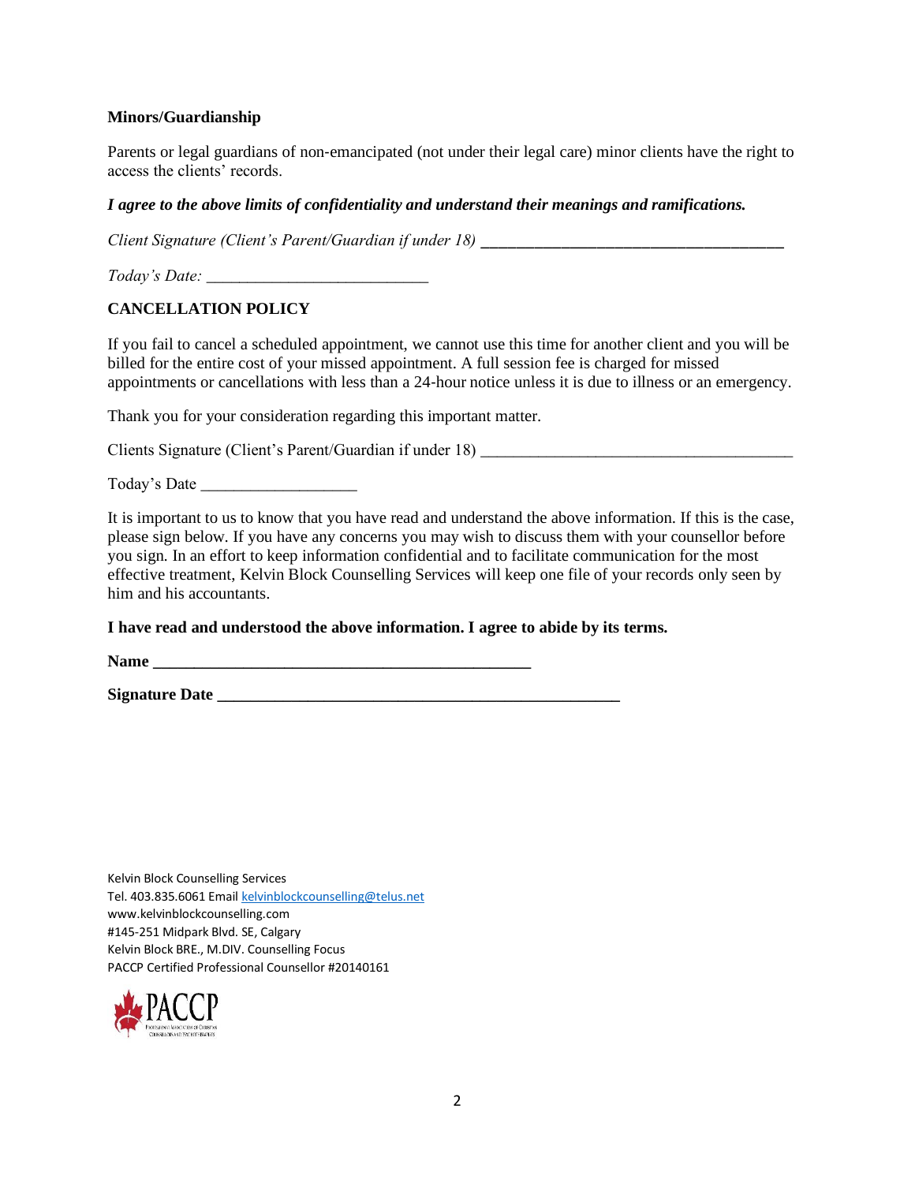**Minors/Guardianship**

Parents or legal guardians of non-emancipated (not under their legal care) minor clients have the right to access the clients' records.

***I agree to the above limits of confidentiality and understand their meanings and ramifications.***

*Client Signature (Client's Parent/Guardian if under 18)* ___________________________________

*Today's Date:* ___________________________

**CANCELLATION POLICY**

If you fail to cancel a scheduled appointment, we cannot use this time for another client and you will be billed for the entire cost of your missed appointment. A full session fee is charged for missed appointments or cancellations with less than a 24-hour notice unless it is due to illness or an emergency.

Thank you for your consideration regarding this important matter.

Clients Signature (Client's Parent/Guardian if under 18) ______________________________________

Today's Date ___________________

It is important to us to know that you have read and understand the above information. If this is the case, please sign below. If you have any concerns you may wish to discuss them with your counsellor before you sign. In an effort to keep information confidential and to facilitate communication for the most effective treatment, Kelvin Block Counselling Services will keep one file of your records only seen by him and his accountants.

**I have read and understood the above information. I agree to abide by its terms.**

**Name** _______________________________________________

**Signature Date** _________________________________________________

Kelvin Block Counselling Services
Tel. 403.835.6061 Email kelvinblockcounselling@telus.net
www.kelvinblockcounselling.com
#145-251 Midpark Blvd. SE, Calgary
Kelvin Block BRE., M.DIV. Counselling Focus
PACCP Certified Professional Counsellor #20140161

PACCP